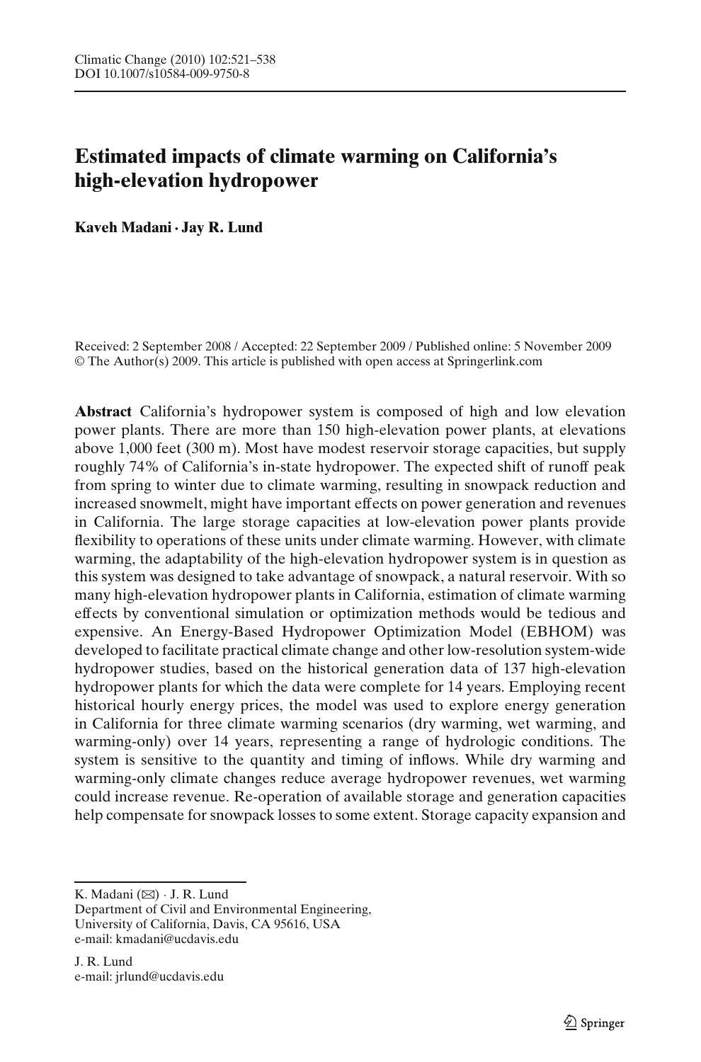# Estimated impacts of climate warming on California's high-elevation hydropower

**Kaveh Madani · Jay R. Lund**

Received: 2 September 2008 / Accepted: 22 September 2009 / Published online: 5 November 2009
© The Author(s) 2009. This article is published with open access at Springerlink.com

**Abstract** California's hydropower system is composed of high and low elevation power plants. There are more than 150 high-elevation power plants, at elevations above 1,000 feet (300 m). Most have modest reservoir storage capacities, but supply roughly 74% of California's in-state hydropower. The expected shift of runoff peak from spring to winter due to climate warming, resulting in snowpack reduction and increased snowmelt, might have important effects on power generation and revenues in California. The large storage capacities at low-elevation power plants provide flexibility to operations of these units under climate warming. However, with climate warming, the adaptability of the high-elevation hydropower system is in question as this system was designed to take advantage of snowpack, a natural reservoir. With so many high-elevation hydropower plants in California, estimation of climate warming effects by conventional simulation or optimization methods would be tedious and expensive. An Energy-Based Hydropower Optimization Model (EBHOM) was developed to facilitate practical climate change and other low-resolution system-wide hydropower studies, based on the historical generation data of 137 high-elevation hydropower plants for which the data were complete for 14 years. Employing recent historical hourly energy prices, the model was used to explore energy generation in California for three climate warming scenarios (dry warming, wet warming, and warming-only) over 14 years, representing a range of hydrologic conditions. The system is sensitive to the quantity and timing of inflows. While dry warming and warming-only climate changes reduce average hydropower revenues, wet warming could increase revenue. Re-operation of available storage and generation capacities help compensate for snowpack losses to some extent. Storage capacity expansion and

K. Madani (✉) · J. R. Lund
Department of Civil and Environmental Engineering,
University of California, Davis, CA 95616, USA
e-mail: kmadani@ucdavis.edu

J. R. Lund
e-mail: jrlund@ucdavis.edu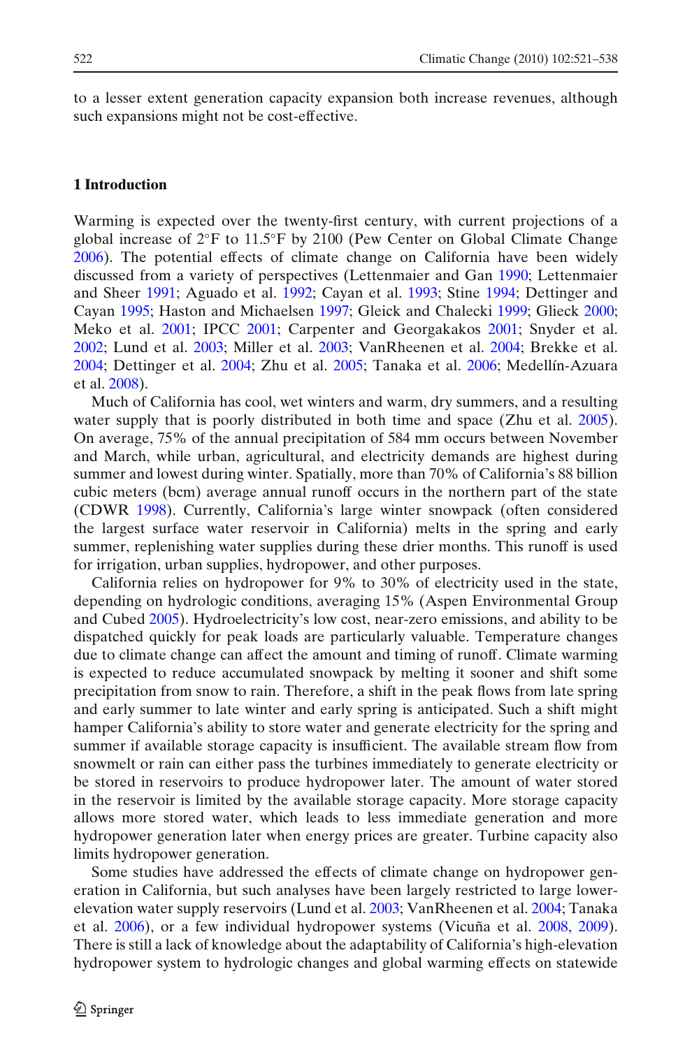to a lesser extent generation capacity expansion both increase revenues, although such expansions might not be cost-effective.

## 1 Introduction

Warming is expected over the twenty-first century, with current projections of a global increase of 2°F to 11.5°F by 2100 (Pew Center on Global Climate Change 2006). The potential effects of climate change on California have been widely discussed from a variety of perspectives (Lettenmaier and Gan 1990; Lettenmaier and Sheer 1991; Aguado et al. 1992; Cayan et al. 1993; Stine 1994; Dettinger and Cayan 1995; Haston and Michaelsen 1997; Gleick and Chalecki 1999; Glieck 2000; Meko et al. 2001; IPCC 2001; Carpenter and Georgakakos 2001; Snyder et al. 2002; Lund et al. 2003; Miller et al. 2003; VanRheenen et al. 2004; Brekke et al. 2004; Dettinger et al. 2004; Zhu et al. 2005; Tanaka et al. 2006; Medellín-Azuara et al. 2008).

Much of California has cool, wet winters and warm, dry summers, and a resulting water supply that is poorly distributed in both time and space (Zhu et al. 2005). On average, 75% of the annual precipitation of 584 mm occurs between November and March, while urban, agricultural, and electricity demands are highest during summer and lowest during winter. Spatially, more than 70% of California's 88 billion cubic meters (bcm) average annual runoff occurs in the northern part of the state (CDWR 1998). Currently, California's large winter snowpack (often considered the largest surface water reservoir in California) melts in the spring and early summer, replenishing water supplies during these drier months. This runoff is used for irrigation, urban supplies, hydropower, and other purposes.

California relies on hydropower for 9% to 30% of electricity used in the state, depending on hydrologic conditions, averaging 15% (Aspen Environmental Group and Cubed 2005). Hydroelectricity's low cost, near-zero emissions, and ability to be dispatched quickly for peak loads are particularly valuable. Temperature changes due to climate change can affect the amount and timing of runoff. Climate warming is expected to reduce accumulated snowpack by melting it sooner and shift some precipitation from snow to rain. Therefore, a shift in the peak flows from late spring and early summer to late winter and early spring is anticipated. Such a shift might hamper California's ability to store water and generate electricity for the spring and summer if available storage capacity is insufficient. The available stream flow from snowmelt or rain can either pass the turbines immediately to generate electricity or be stored in reservoirs to produce hydropower later. The amount of water stored in the reservoir is limited by the available storage capacity. More storage capacity allows more stored water, which leads to less immediate generation and more hydropower generation later when energy prices are greater. Turbine capacity also limits hydropower generation.

Some studies have addressed the effects of climate change on hydropower generation in California, but such analyses have been largely restricted to large lower-elevation water supply reservoirs (Lund et al. 2003; VanRheenen et al. 2004; Tanaka et al. 2006), or a few individual hydropower systems (Vicuña et al. 2008, 2009). There is still a lack of knowledge about the adaptability of California's high-elevation hydropower system to hydrologic changes and global warming effects on statewide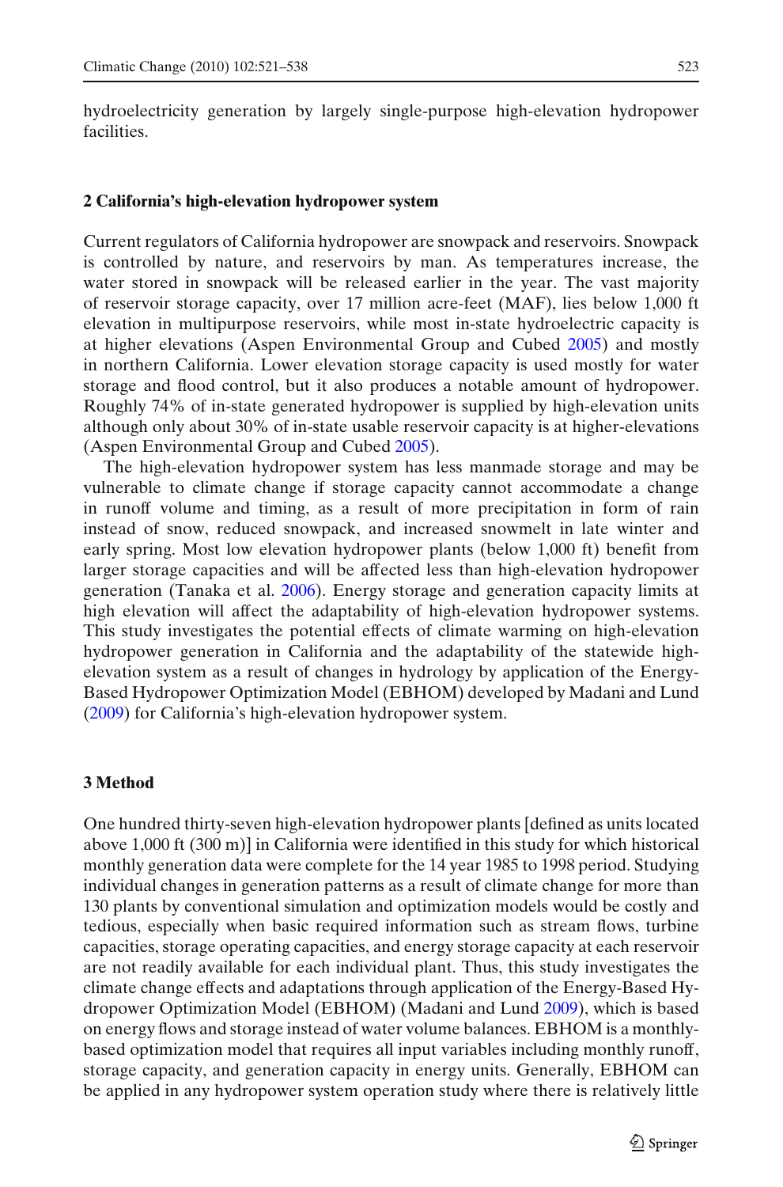hydroelectricity generation by largely single-purpose high-elevation hydropower facilities.

## 2 California's high-elevation hydropower system

Current regulators of California hydropower are snowpack and reservoirs. Snowpack is controlled by nature, and reservoirs by man. As temperatures increase, the water stored in snowpack will be released earlier in the year. The vast majority of reservoir storage capacity, over 17 million acre-feet (MAF), lies below 1,000 ft elevation in multipurpose reservoirs, while most in-state hydroelectric capacity is at higher elevations (Aspen Environmental Group and Cubed 2005) and mostly in northern California. Lower elevation storage capacity is used mostly for water storage and flood control, but it also produces a notable amount of hydropower. Roughly 74% of in-state generated hydropower is supplied by high-elevation units although only about 30% of in-state usable reservoir capacity is at higher-elevations (Aspen Environmental Group and Cubed 2005).

The high-elevation hydropower system has less manmade storage and may be vulnerable to climate change if storage capacity cannot accommodate a change in runoff volume and timing, as a result of more precipitation in form of rain instead of snow, reduced snowpack, and increased snowmelt in late winter and early spring. Most low elevation hydropower plants (below 1,000 ft) benefit from larger storage capacities and will be affected less than high-elevation hydropower generation (Tanaka et al. 2006). Energy storage and generation capacity limits at high elevation will affect the adaptability of high-elevation hydropower systems. This study investigates the potential effects of climate warming on high-elevation hydropower generation in California and the adaptability of the statewide high-elevation system as a result of changes in hydrology by application of the Energy-Based Hydropower Optimization Model (EBHOM) developed by Madani and Lund (2009) for California's high-elevation hydropower system.

## 3 Method

One hundred thirty-seven high-elevation hydropower plants [defined as units located above 1,000 ft (300 m)] in California were identified in this study for which historical monthly generation data were complete for the 14 year 1985 to 1998 period. Studying individual changes in generation patterns as a result of climate change for more than 130 plants by conventional simulation and optimization models would be costly and tedious, especially when basic required information such as stream flows, turbine capacities, storage operating capacities, and energy storage capacity at each reservoir are not readily available for each individual plant. Thus, this study investigates the climate change effects and adaptations through application of the Energy-Based Hydropower Optimization Model (EBHOM) (Madani and Lund 2009), which is based on energy flows and storage instead of water volume balances. EBHOM is a monthly-based optimization model that requires all input variables including monthly runoff, storage capacity, and generation capacity in energy units. Generally, EBHOM can be applied in any hydropower system operation study where there is relatively little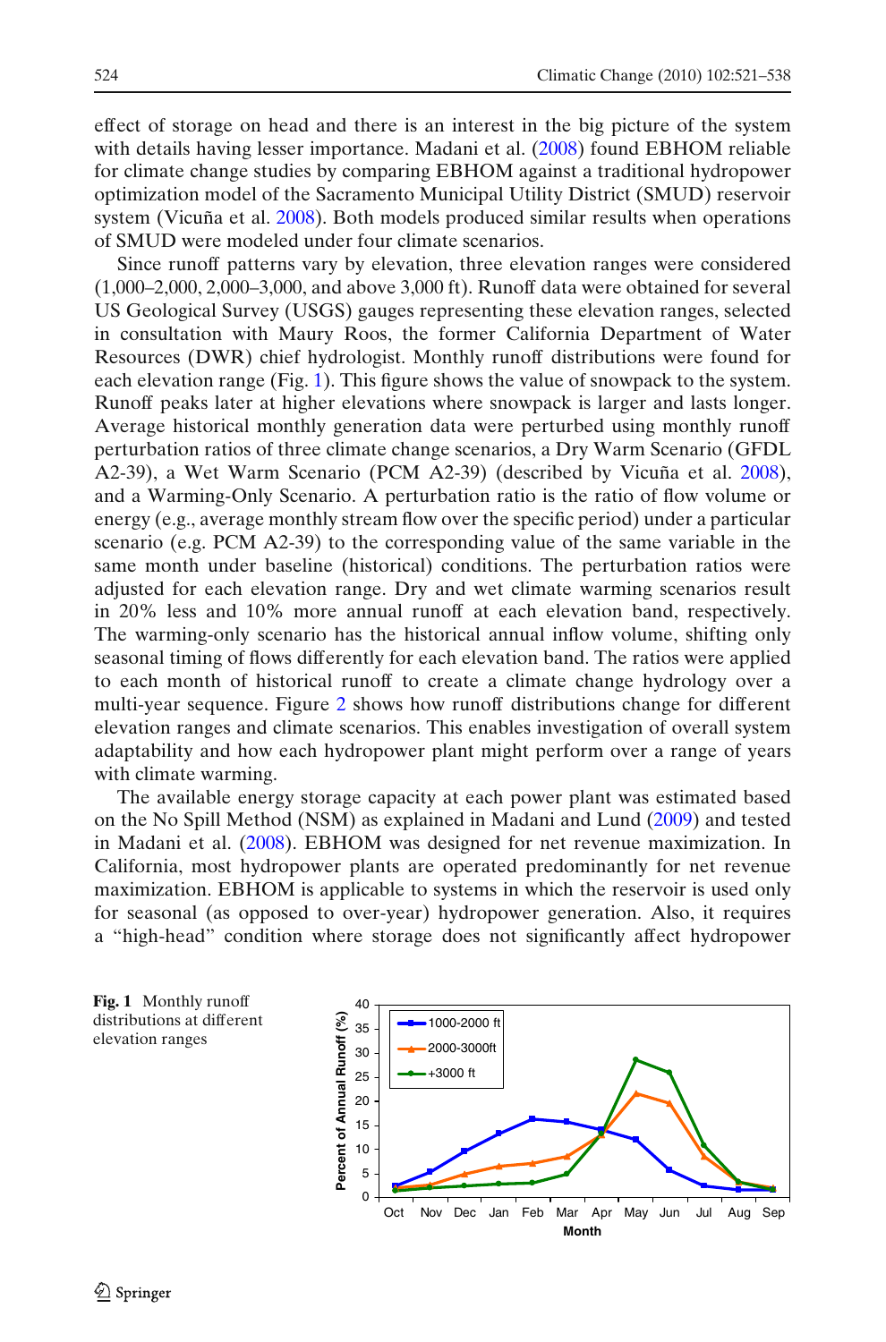effect of storage on head and there is an interest in the big picture of the system with details having lesser importance. Madani et al. (2008) found EBHOM reliable for climate change studies by comparing EBHOM against a traditional hydropower optimization model of the Sacramento Municipal Utility District (SMUD) reservoir system (Vicuña et al. 2008). Both models produced similar results when operations of SMUD were modeled under four climate scenarios.

Since runoff patterns vary by elevation, three elevation ranges were considered (1,000–2,000, 2,000–3,000, and above 3,000 ft). Runoff data were obtained for several US Geological Survey (USGS) gauges representing these elevation ranges, selected in consultation with Maury Roos, the former California Department of Water Resources (DWR) chief hydrologist. Monthly runoff distributions were found for each elevation range (Fig. 1). This figure shows the value of snowpack to the system. Runoff peaks later at higher elevations where snowpack is larger and lasts longer. Average historical monthly generation data were perturbed using monthly runoff perturbation ratios of three climate change scenarios, a Dry Warm Scenario (GFDL A2-39), a Wet Warm Scenario (PCM A2-39) (described by Vicuña et al. 2008), and a Warming-Only Scenario. A perturbation ratio is the ratio of flow volume or energy (e.g., average monthly stream flow over the specific period) under a particular scenario (e.g. PCM A2-39) to the corresponding value of the same variable in the same month under baseline (historical) conditions. The perturbation ratios were adjusted for each elevation range. Dry and wet climate warming scenarios result in 20% less and 10% more annual runoff at each elevation band, respectively. The warming-only scenario has the historical annual inflow volume, shifting only seasonal timing of flows differently for each elevation band. The ratios were applied to each month of historical runoff to create a climate change hydrology over a multi-year sequence. Figure 2 shows how runoff distributions change for different elevation ranges and climate scenarios. This enables investigation of overall system adaptability and how each hydropower plant might perform over a range of years with climate warming.

The available energy storage capacity at each power plant was estimated based on the No Spill Method (NSM) as explained in Madani and Lund (2009) and tested in Madani et al. (2008). EBHOM was designed for net revenue maximization. In California, most hydropower plants are operated predominantly for net revenue maximization. EBHOM is applicable to systems in which the reservoir is used only for seasonal (as opposed to over-year) hydropower generation. Also, it requires a "high-head" condition where storage does not significantly affect hydropower

**Fig. 1** Monthly runoff distributions at different elevation ranges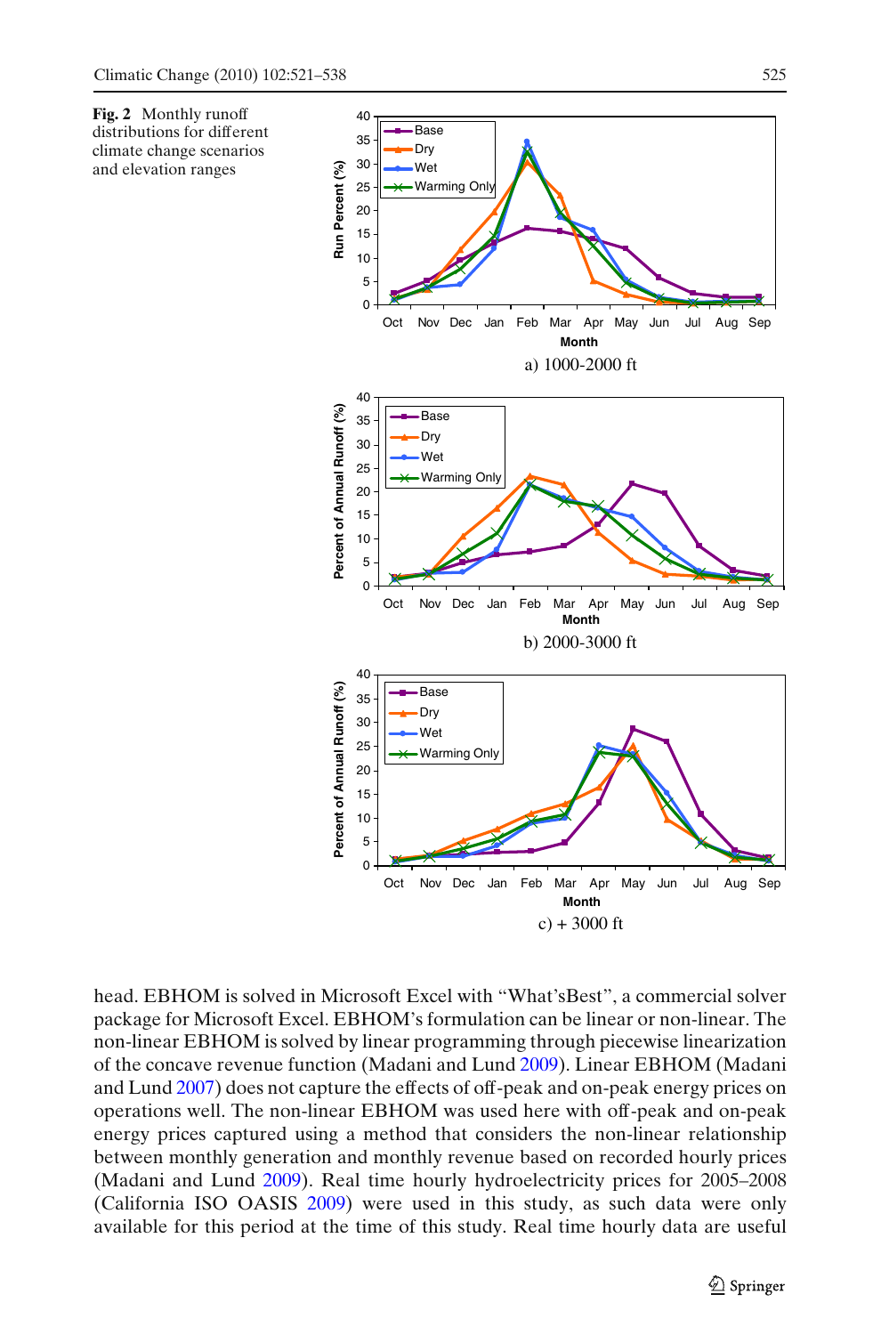**Fig. 2** Monthly runoff distributions for different climate change scenarios and elevation ranges

a) 1000-2000 ft

b) 2000-3000 ft

c) + 3000 ft

head. EBHOM is solved in Microsoft Excel with "What'sBest", a commercial solver package for Microsoft Excel. EBHOM's formulation can be linear or non-linear. The non-linear EBHOM is solved by linear programming through piecewise linearization of the concave revenue function (Madani and Lund 2009). Linear EBHOM (Madani and Lund 2007) does not capture the effects of off-peak and on-peak energy prices on operations well. The non-linear EBHOM was used here with off-peak and on-peak energy prices captured using a method that considers the non-linear relationship between monthly generation and monthly revenue based on recorded hourly prices (Madani and Lund 2009). Real time hourly hydroelectricity prices for 2005–2008 (California ISO OASIS 2009) were used in this study, as such data were only available for this period at the time of this study. Real time hourly data are useful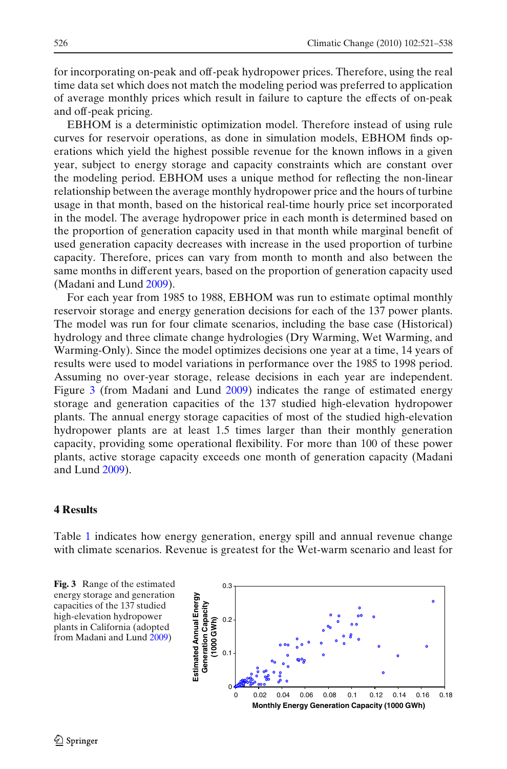for incorporating on-peak and off-peak hydropower prices. Therefore, using the real time data set which does not match the modeling period was preferred to application of average monthly prices which result in failure to capture the effects of on-peak and off-peak pricing.

EBHOM is a deterministic optimization model. Therefore instead of using rule curves for reservoir operations, as done in simulation models, EBHOM finds operations which yield the highest possible revenue for the known inflows in a given year, subject to energy storage and capacity constraints which are constant over the modeling period. EBHOM uses a unique method for reflecting the non-linear relationship between the average monthly hydropower price and the hours of turbine usage in that month, based on the historical real-time hourly price set incorporated in the model. The average hydropower price in each month is determined based on the proportion of generation capacity used in that month while marginal benefit of used generation capacity decreases with increase in the used proportion of turbine capacity. Therefore, prices can vary from month to month and also between the same months in different years, based on the proportion of generation capacity used (Madani and Lund 2009).

For each year from 1985 to 1988, EBHOM was run to estimate optimal monthly reservoir storage and energy generation decisions for each of the 137 power plants. The model was run for four climate scenarios, including the base case (Historical) hydrology and three climate change hydrologies (Dry Warming, Wet Warming, and Warming-Only). Since the model optimizes decisions one year at a time, 14 years of results were used to model variations in performance over the 1985 to 1998 period. Assuming no over-year storage, release decisions in each year are independent. Figure 3 (from Madani and Lund 2009) indicates the range of estimated energy storage and generation capacities of the 137 studied high-elevation hydropower plants. The annual energy storage capacities of most of the studied high-elevation hydropower plants are at least 1.5 times larger than their monthly generation capacity, providing some operational flexibility. For more than 100 of these power plants, active storage capacity exceeds one month of generation capacity (Madani and Lund 2009).

## 4 Results

Table 1 indicates how energy generation, energy spill and annual revenue change with climate scenarios. Revenue is greatest for the Wet-warm scenario and least for

**Fig. 3** Range of the estimated energy storage and generation capacities of the 137 studied high-elevation hydropower plants in California (adopted from Madani and Lund 2009)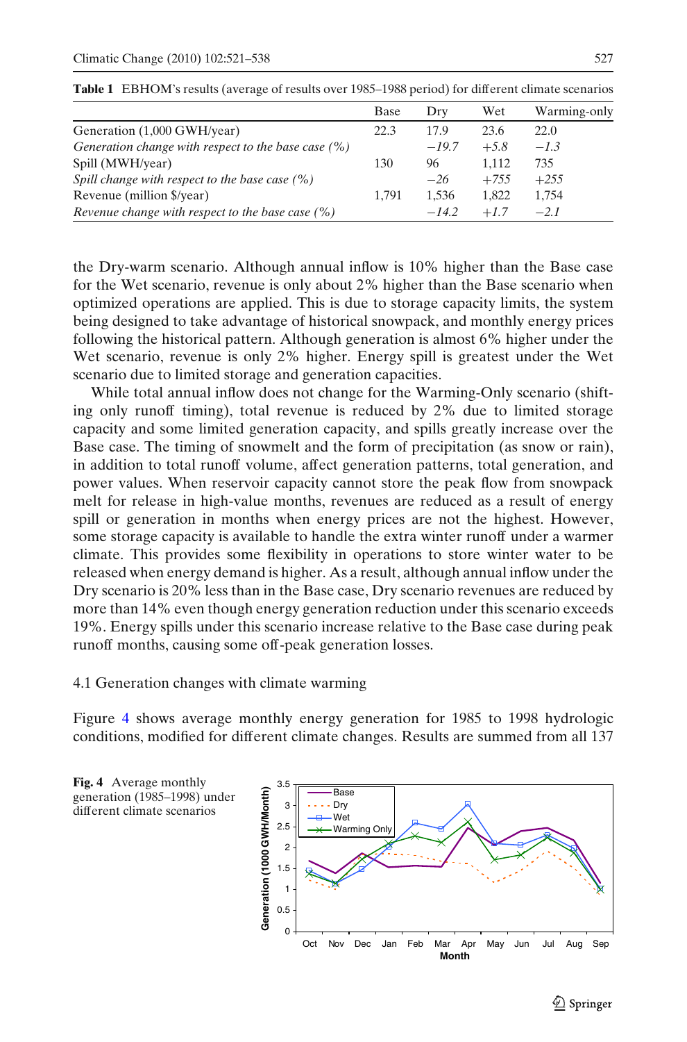**Table 1** EBHOM's results (average of results over 1985–1988 period) for different climate scenarios

| | Base | Dry | Wet | Warming-only |
|---|---|---|---|---|
| Generation (1,000 GWH/year) | 22.3 | 17.9 | 23.6 | 22.0 |
| *Generation change with respect to the base case (%)* | | *−19.7* | *+5.8* | *−1.3* |
| Spill (MWH/year) | 130 | 96 | 1,112 | 735 |
| *Spill change with respect to the base case (%)* | | *−26* | *+755* | *+255* |
| Revenue (million $/year) | 1,791 | 1,536 | 1,822 | 1,754 |
| *Revenue change with respect to the base case (%)* | | *−14.2* | *+1.7* | *−2.1* |

the Dry-warm scenario. Although annual inflow is 10% higher than the Base case for the Wet scenario, revenue is only about 2% higher than the Base scenario when optimized operations are applied. This is due to storage capacity limits, the system being designed to take advantage of historical snowpack, and monthly energy prices following the historical pattern. Although generation is almost 6% higher under the Wet scenario, revenue is only 2% higher. Energy spill is greatest under the Wet scenario due to limited storage and generation capacities.

While total annual inflow does not change for the Warming-Only scenario (shifting only runoff timing), total revenue is reduced by 2% due to limited storage capacity and some limited generation capacity, and spills greatly increase over the Base case. The timing of snowmelt and the form of precipitation (as snow or rain), in addition to total runoff volume, affect generation patterns, total generation, and power values. When reservoir capacity cannot store the peak flow from snowpack melt for release in high-value months, revenues are reduced as a result of energy spill or generation in months when energy prices are not the highest. However, some storage capacity is available to handle the extra winter runoff under a warmer climate. This provides some flexibility in operations to store winter water to be released when energy demand is higher. As a result, although annual inflow under the Dry scenario is 20% less than in the Base case, Dry scenario revenues are reduced by more than 14% even though energy generation reduction under this scenario exceeds 19%. Energy spills under this scenario increase relative to the Base case during peak runoff months, causing some off-peak generation losses.

### 4.1 Generation changes with climate warming

Figure 4 shows average monthly energy generation for 1985 to 1998 hydrologic conditions, modified for different climate changes. Results are summed from all 137

**Fig. 4** Average monthly generation (1985–1998) under different climate scenarios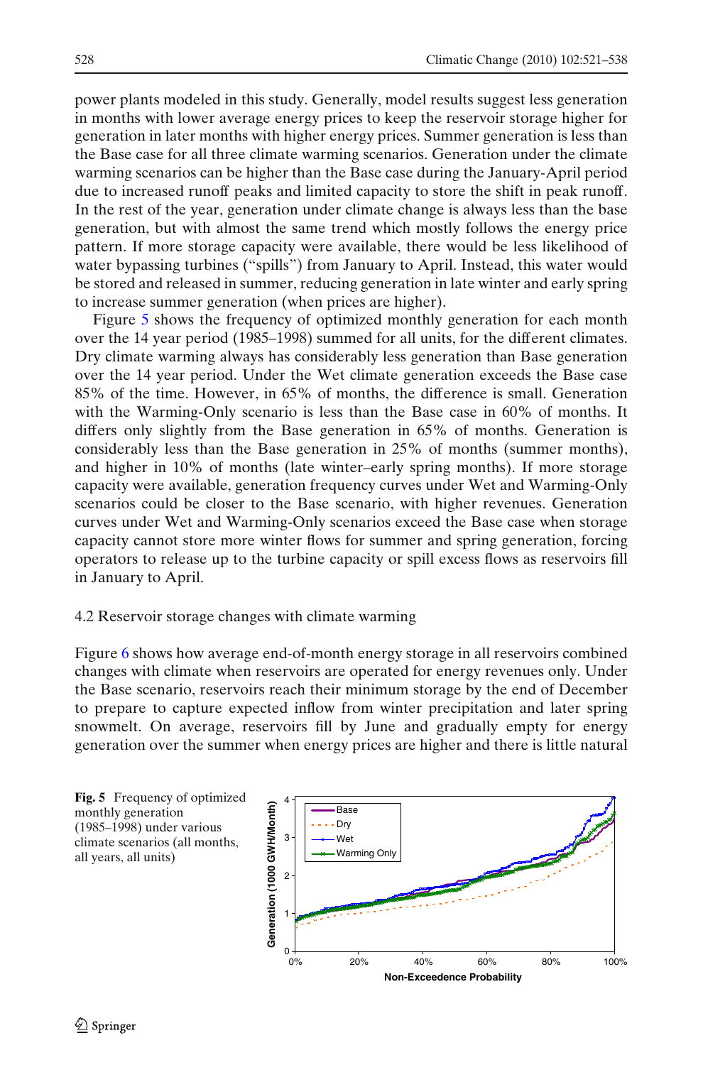power plants modeled in this study. Generally, model results suggest less generation in months with lower average energy prices to keep the reservoir storage higher for generation in later months with higher energy prices. Summer generation is less than the Base case for all three climate warming scenarios. Generation under the climate warming scenarios can be higher than the Base case during the January-April period due to increased runoff peaks and limited capacity to store the shift in peak runoff. In the rest of the year, generation under climate change is always less than the base generation, but with almost the same trend which mostly follows the energy price pattern. If more storage capacity were available, there would be less likelihood of water bypassing turbines ("spills") from January to April. Instead, this water would be stored and released in summer, reducing generation in late winter and early spring to increase summer generation (when prices are higher).

Figure 5 shows the frequency of optimized monthly generation for each month over the 14 year period (1985–1998) summed for all units, for the different climates. Dry climate warming always has considerably less generation than Base generation over the 14 year period. Under the Wet climate generation exceeds the Base case 85% of the time. However, in 65% of months, the difference is small. Generation with the Warming-Only scenario is less than the Base case in 60% of months. It differs only slightly from the Base generation in 65% of months. Generation is considerably less than the Base generation in 25% of months (summer months), and higher in 10% of months (late winter–early spring months). If more storage capacity were available, generation frequency curves under Wet and Warming-Only scenarios could be closer to the Base scenario, with higher revenues. Generation curves under Wet and Warming-Only scenarios exceed the Base case when storage capacity cannot store more winter flows for summer and spring generation, forcing operators to release up to the turbine capacity or spill excess flows as reservoirs fill in January to April.

### 4.2 Reservoir storage changes with climate warming

Figure 6 shows how average end-of-month energy storage in all reservoirs combined changes with climate when reservoirs are operated for energy revenues only. Under the Base scenario, reservoirs reach their minimum storage by the end of December to prepare to capture expected inflow from winter precipitation and later spring snowmelt. On average, reservoirs fill by June and gradually empty for energy generation over the summer when energy prices are higher and there is little natural

**Fig. 5** Frequency of optimized monthly generation (1985–1998) under various climate scenarios (all months, all years, all units)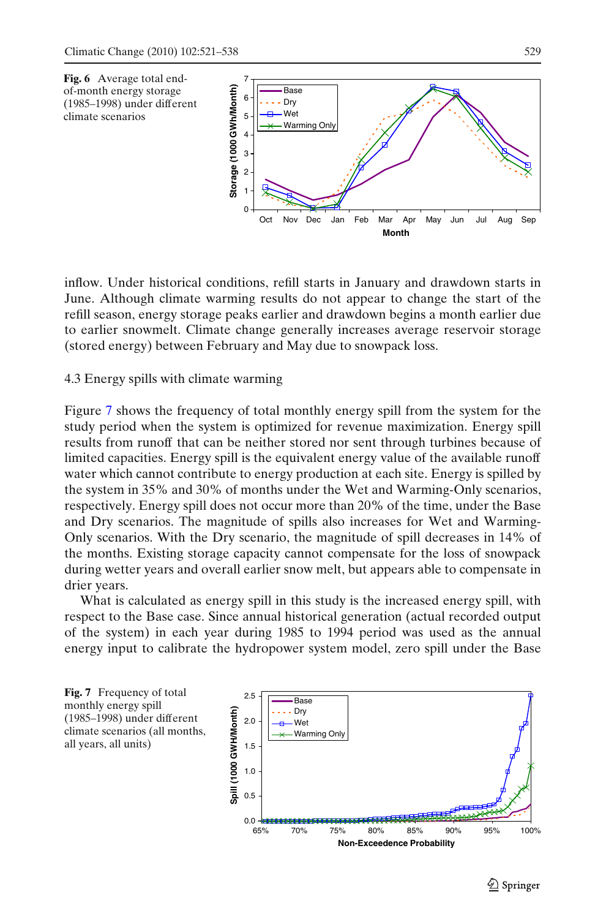**Fig. 6** Average total end-of-month energy storage (1985–1998) under different climate scenarios

inflow. Under historical conditions, refill starts in January and drawdown starts in June. Although climate warming results do not appear to change the start of the refill season, energy storage peaks earlier and drawdown begins a month earlier due to earlier snowmelt. Climate change generally increases average reservoir storage (stored energy) between February and May due to snowpack loss.

### 4.3 Energy spills with climate warming

Figure 7 shows the frequency of total monthly energy spill from the system for the study period when the system is optimized for revenue maximization. Energy spill results from runoff that can be neither stored nor sent through turbines because of limited capacities. Energy spill is the equivalent energy value of the available runoff water which cannot contribute to energy production at each site. Energy is spilled by the system in 35% and 30% of months under the Wet and Warming-Only scenarios, respectively. Energy spill does not occur more than 20% of the time, under the Base and Dry scenarios. The magnitude of spills also increases for Wet and Warming-Only scenarios. With the Dry scenario, the magnitude of spill decreases in 14% of the months. Existing storage capacity cannot compensate for the loss of snowpack during wetter years and overall earlier snow melt, but appears able to compensate in drier years.

What is calculated as energy spill in this study is the increased energy spill, with respect to the Base case. Since annual historical generation (actual recorded output of the system) in each year during 1985 to 1994 period was used as the annual energy input to calibrate the hydropower system model, zero spill under the Base

**Fig. 7** Frequency of total monthly energy spill (1985–1998) under different climate scenarios (all months, all years, all units)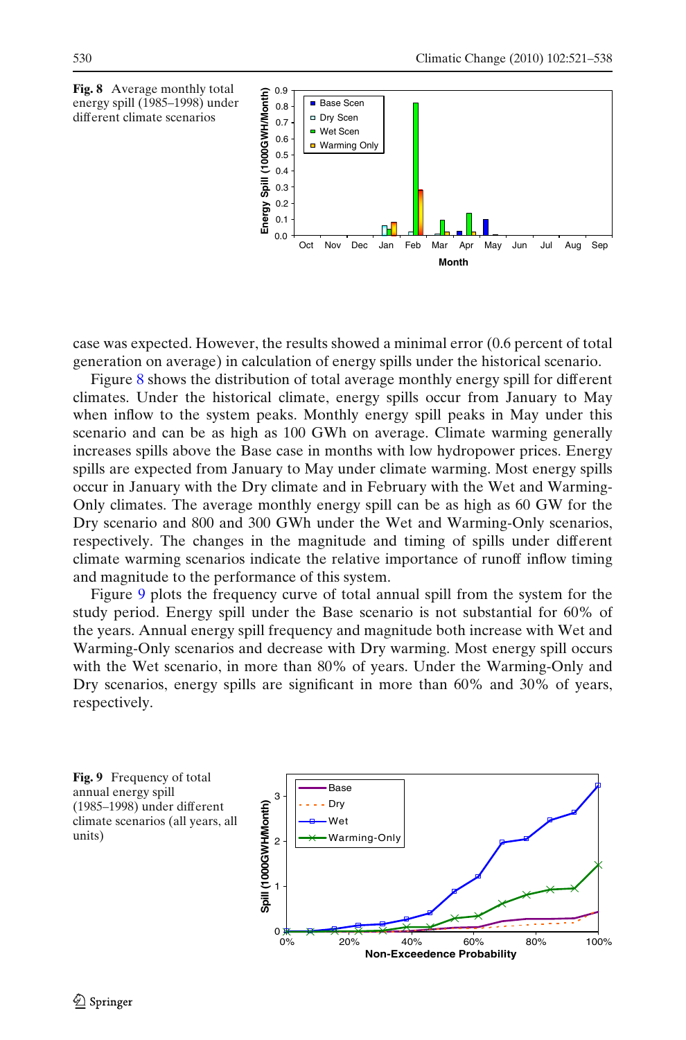**Fig. 8** Average monthly total energy spill (1985–1998) under different climate scenarios

case was expected. However, the results showed a minimal error (0.6 percent of total generation on average) in calculation of energy spills under the historical scenario.

Figure 8 shows the distribution of total average monthly energy spill for different climates. Under the historical climate, energy spills occur from January to May when inflow to the system peaks. Monthly energy spill peaks in May under this scenario and can be as high as 100 GWh on average. Climate warming generally increases spills above the Base case in months with low hydropower prices. Energy spills are expected from January to May under climate warming. Most energy spills occur in January with the Dry climate and in February with the Wet and Warming-Only climates. The average monthly energy spill can be as high as 60 GW for the Dry scenario and 800 and 300 GWh under the Wet and Warming-Only scenarios, respectively. The changes in the magnitude and timing of spills under different climate warming scenarios indicate the relative importance of runoff inflow timing and magnitude to the performance of this system.

Figure 9 plots the frequency curve of total annual spill from the system for the study period. Energy spill under the Base scenario is not substantial for 60% of the years. Annual energy spill frequency and magnitude both increase with Wet and Warming-Only scenarios and decrease with Dry warming. Most energy spill occurs with the Wet scenario, in more than 80% of years. Under the Warming-Only and Dry scenarios, energy spills are significant in more than 60% and 30% of years, respectively.

**Fig. 9** Frequency of total annual energy spill (1985–1998) under different climate scenarios (all years, all units)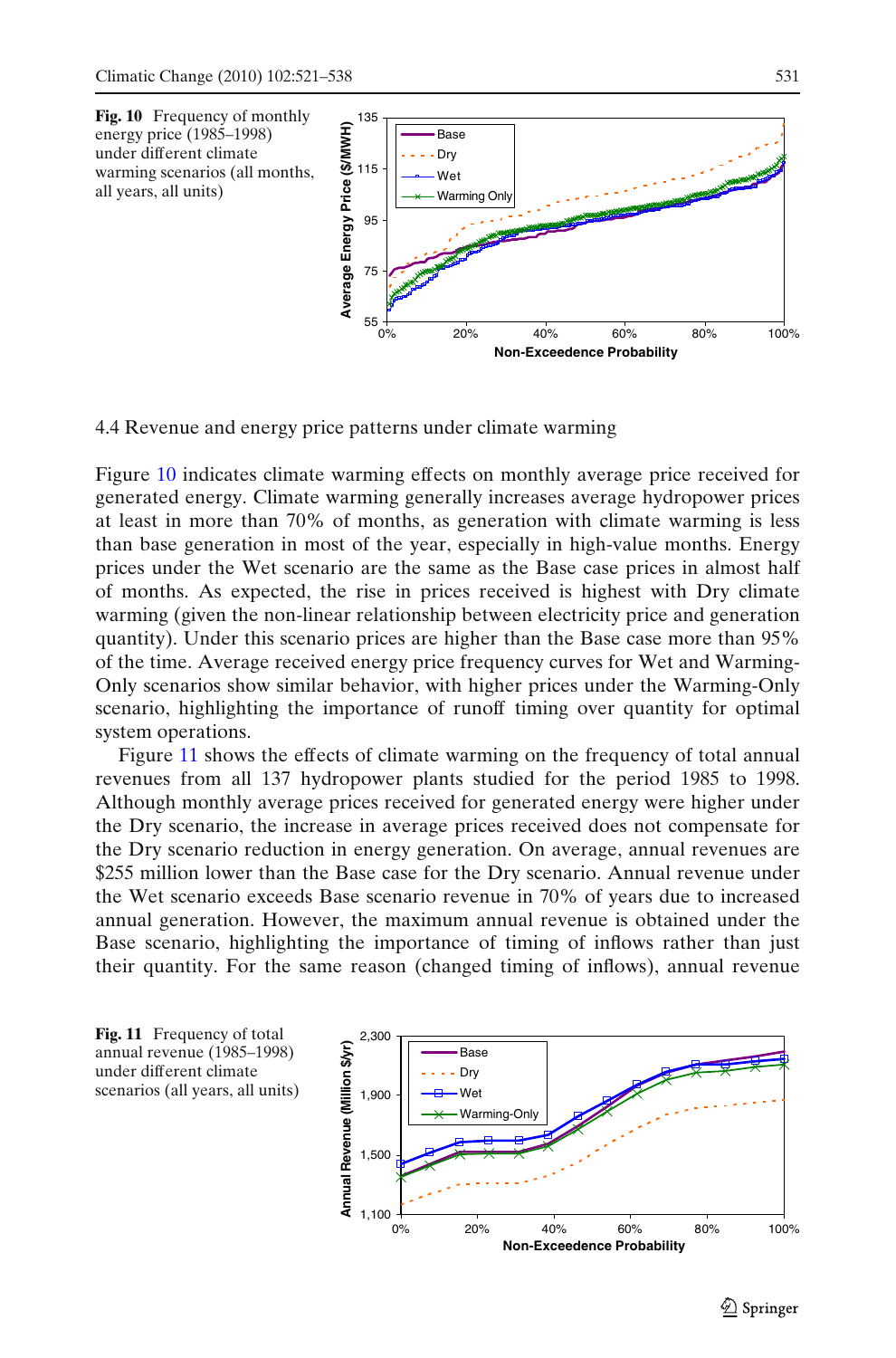**Fig. 10** Frequency of monthly energy price (1985–1998) under different climate warming scenarios (all months, all years, all units)

### 4.4 Revenue and energy price patterns under climate warming

Figure 10 indicates climate warming effects on monthly average price received for generated energy. Climate warming generally increases average hydropower prices at least in more than 70% of months, as generation with climate warming is less than base generation in most of the year, especially in high-value months. Energy prices under the Wet scenario are the same as the Base case prices in almost half of months. As expected, the rise in prices received is highest with Dry climate warming (given the non-linear relationship between electricity price and generation quantity). Under this scenario prices are higher than the Base case more than 95% of the time. Average received energy price frequency curves for Wet and Warming-Only scenarios show similar behavior, with higher prices under the Warming-Only scenario, highlighting the importance of runoff timing over quantity for optimal system operations.

Figure 11 shows the effects of climate warming on the frequency of total annual revenues from all 137 hydropower plants studied for the period 1985 to 1998. Although monthly average prices received for generated energy were higher under the Dry scenario, the increase in average prices received does not compensate for the Dry scenario reduction in energy generation. On average, annual revenues are $255 million lower than the Base case for the Dry scenario. Annual revenue under the Wet scenario exceeds Base scenario revenue in 70% of years due to increased annual generation. However, the maximum annual revenue is obtained under the Base scenario, highlighting the importance of timing of inflows rather than just their quantity. For the same reason (changed timing of inflows), annual revenue

**Fig. 11** Frequency of total annual revenue (1985–1998) under different climate scenarios (all years, all units)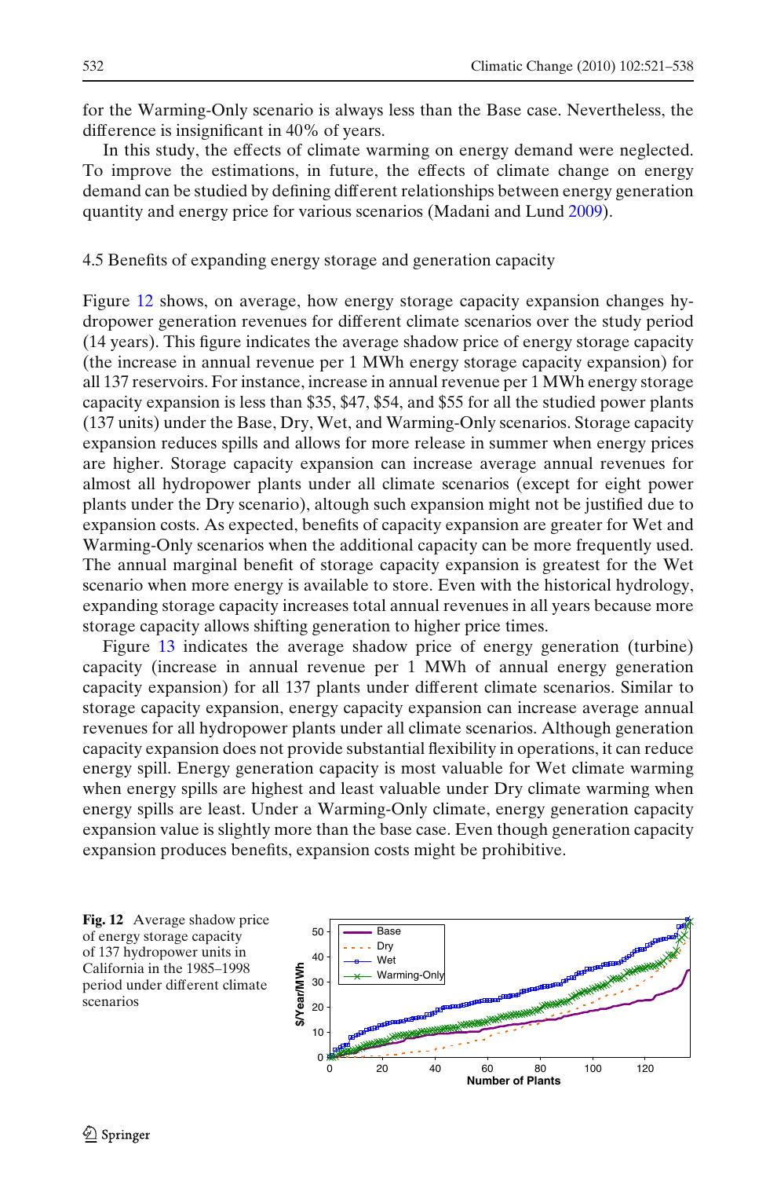for the Warming-Only scenario is always less than the Base case. Nevertheless, the difference is insignificant in 40% of years.

In this study, the effects of climate warming on energy demand were neglected. To improve the estimations, in future, the effects of climate change on energy demand can be studied by defining different relationships between energy generation quantity and energy price for various scenarios (Madani and Lund 2009).

### 4.5 Benefits of expanding energy storage and generation capacity

Figure 12 shows, on average, how energy storage capacity expansion changes hydropower generation revenues for different climate scenarios over the study period (14 years). This figure indicates the average shadow price of energy storage capacity (the increase in annual revenue per 1 MWh energy storage capacity expansion) for all 137 reservoirs. For instance, increase in annual revenue per 1 MWh energy storage capacity expansion is less than \$35, \$47, \$54, and \$55 for all the studied power plants (137 units) under the Base, Dry, Wet, and Warming-Only scenarios. Storage capacity expansion reduces spills and allows for more release in summer when energy prices are higher. Storage capacity expansion can increase average annual revenues for almost all hydropower plants under all climate scenarios (except for eight power plants under the Dry scenario), altough such expansion might not be justified due to expansion costs. As expected, benefits of capacity expansion are greater for Wet and Warming-Only scenarios when the additional capacity can be more frequently used. The annual marginal benefit of storage capacity expansion is greatest for the Wet scenario when more energy is available to store. Even with the historical hydrology, expanding storage capacity increases total annual revenues in all years because more storage capacity allows shifting generation to higher price times.

Figure 13 indicates the average shadow price of energy generation (turbine) capacity (increase in annual revenue per 1 MWh of annual energy generation capacity expansion) for all 137 plants under different climate scenarios. Similar to storage capacity expansion, energy capacity expansion can increase average annual revenues for all hydropower plants under all climate scenarios. Although generation capacity expansion does not provide substantial flexibility in operations, it can reduce energy spill. Energy generation capacity is most valuable for Wet climate warming when energy spills are highest and least valuable under Dry climate warming when energy spills are least. Under a Warming-Only climate, energy generation capacity expansion value is slightly more than the base case. Even though generation capacity expansion produces benefits, expansion costs might be prohibitive.

**Fig. 12** Average shadow price of energy storage capacity of 137 hydropower units in California in the 1985–1998 period under different climate scenarios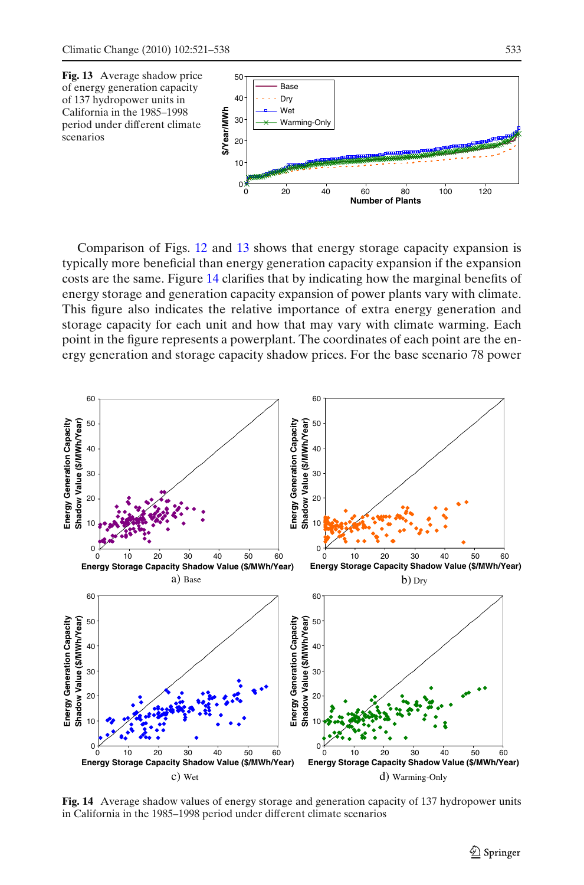Fig. 13 Average shadow price of energy generation capacity of 137 hydropower units in California in the 1985–1998 period under different climate scenarios

Comparison of Figs. 12 and 13 shows that energy storage capacity expansion is typically more beneficial than energy generation capacity expansion if the expansion costs are the same. Figure 14 clarifies that by indicating how the marginal benefits of energy storage and generation capacity expansion of power plants vary with climate. This figure also indicates the relative importance of extra energy generation and storage capacity for each unit and how that may vary with climate warming. Each point in the figure represents a powerplant. The coordinates of each point are the energy generation and storage capacity shadow prices. For the base scenario 78 power

Fig. 14 Average shadow values of energy storage and generation capacity of 137 hydropower units in California in the 1985–1998 period under different climate scenarios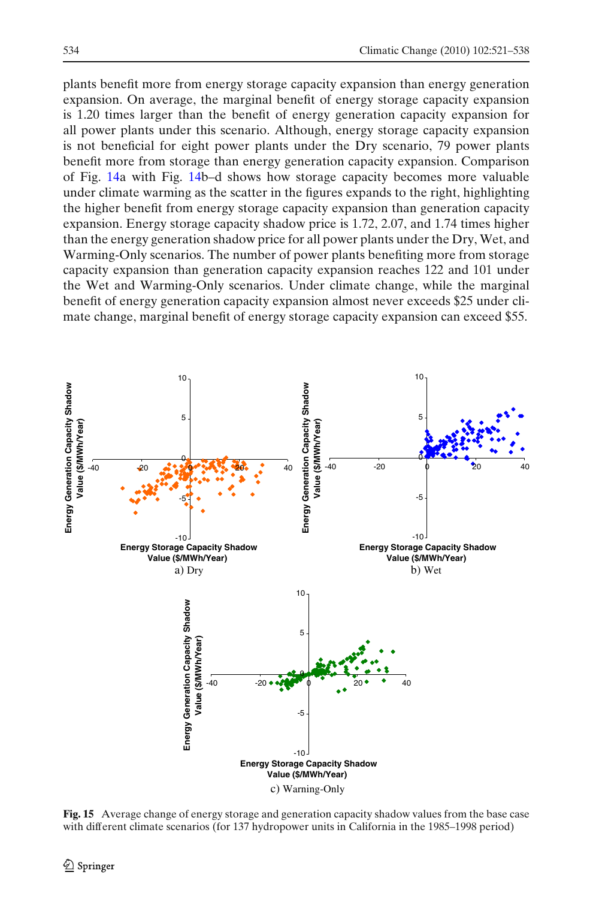plants benefit more from energy storage capacity expansion than energy generation expansion. On average, the marginal benefit of energy storage capacity expansion is 1.20 times larger than the benefit of energy generation capacity expansion for all power plants under this scenario. Although, energy storage capacity expansion is not beneficial for eight power plants under the Dry scenario, 79 power plants benefit more from storage than energy generation capacity expansion. Comparison of Fig. 14a with Fig. 14b–d shows how storage capacity becomes more valuable under climate warming as the scatter in the figures expands to the right, highlighting the higher benefit from energy storage capacity expansion than generation capacity expansion. Energy storage capacity shadow price is 1.72, 2.07, and 1.74 times higher than the energy generation shadow price for all power plants under the Dry, Wet, and Warming-Only scenarios. The number of power plants benefiting more from storage capacity expansion than generation capacity expansion reaches 122 and 101 under the Wet and Warming-Only scenarios. Under climate change, while the marginal benefit of energy generation capacity expansion almost never exceeds \$25 under climate change, marginal benefit of energy storage capacity expansion can exceed \$55.

**Fig. 15** Average change of energy storage and generation capacity shadow values from the base case with different climate scenarios (for 137 hydropower units in California in the 1985–1998 period)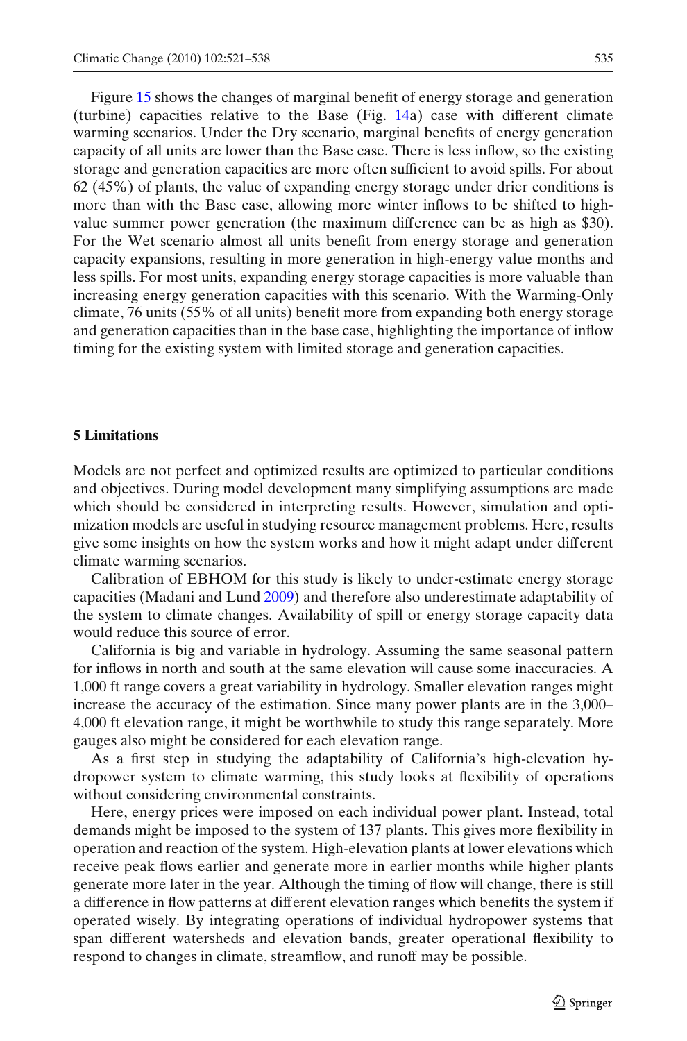Figure 15 shows the changes of marginal benefit of energy storage and generation (turbine) capacities relative to the Base (Fig. 14a) case with different climate warming scenarios. Under the Dry scenario, marginal benefits of energy generation capacity of all units are lower than the Base case. There is less inflow, so the existing storage and generation capacities are more often sufficient to avoid spills. For about 62 (45%) of plants, the value of expanding energy storage under drier conditions is more than with the Base case, allowing more winter inflows to be shifted to high-value summer power generation (the maximum difference can be as high as $30). For the Wet scenario almost all units benefit from energy storage and generation capacity expansions, resulting in more generation in high-energy value months and less spills. For most units, expanding energy storage capacities is more valuable than increasing energy generation capacities with this scenario. With the Warming-Only climate, 76 units (55% of all units) benefit more from expanding both energy storage and generation capacities than in the base case, highlighting the importance of inflow timing for the existing system with limited storage and generation capacities.

## 5 Limitations

Models are not perfect and optimized results are optimized to particular conditions and objectives. During model development many simplifying assumptions are made which should be considered in interpreting results. However, simulation and optimization models are useful in studying resource management problems. Here, results give some insights on how the system works and how it might adapt under different climate warming scenarios.

Calibration of EBHOM for this study is likely to under-estimate energy storage capacities (Madani and Lund 2009) and therefore also underestimate adaptability of the system to climate changes. Availability of spill or energy storage capacity data would reduce this source of error.

California is big and variable in hydrology. Assuming the same seasonal pattern for inflows in north and south at the same elevation will cause some inaccuracies. A 1,000 ft range covers a great variability in hydrology. Smaller elevation ranges might increase the accuracy of the estimation. Since many power plants are in the 3,000–4,000 ft elevation range, it might be worthwhile to study this range separately. More gauges also might be considered for each elevation range.

As a first step in studying the adaptability of California's high-elevation hydropower system to climate warming, this study looks at flexibility of operations without considering environmental constraints.

Here, energy prices were imposed on each individual power plant. Instead, total demands might be imposed to the system of 137 plants. This gives more flexibility in operation and reaction of the system. High-elevation plants at lower elevations which receive peak flows earlier and generate more in earlier months while higher plants generate more later in the year. Although the timing of flow will change, there is still a difference in flow patterns at different elevation ranges which benefits the system if operated wisely. By integrating operations of individual hydropower systems that span different watersheds and elevation bands, greater operational flexibility to respond to changes in climate, streamflow, and runoff may be possible.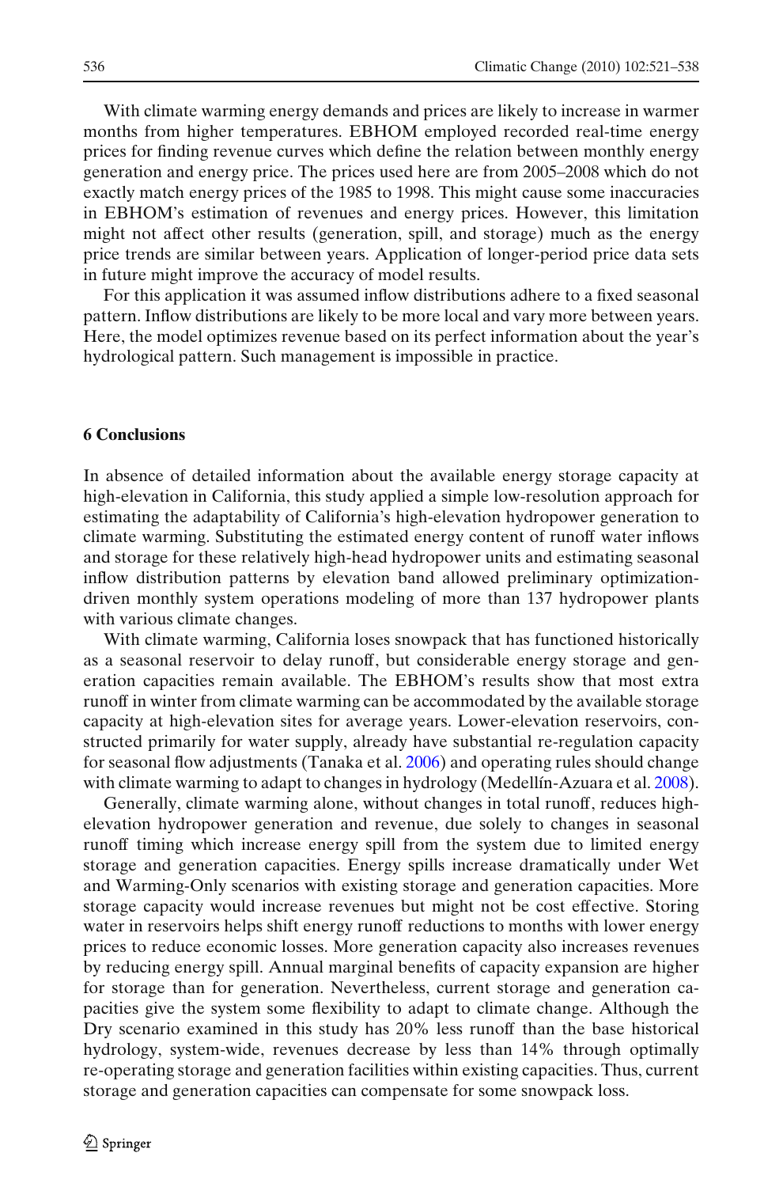With climate warming energy demands and prices are likely to increase in warmer months from higher temperatures. EBHOM employed recorded real-time energy prices for finding revenue curves which define the relation between monthly energy generation and energy price. The prices used here are from 2005–2008 which do not exactly match energy prices of the 1985 to 1998. This might cause some inaccuracies in EBHOM's estimation of revenues and energy prices. However, this limitation might not affect other results (generation, spill, and storage) much as the energy price trends are similar between years. Application of longer-period price data sets in future might improve the accuracy of model results.

For this application it was assumed inflow distributions adhere to a fixed seasonal pattern. Inflow distributions are likely to be more local and vary more between years. Here, the model optimizes revenue based on its perfect information about the year's hydrological pattern. Such management is impossible in practice.

## 6 Conclusions

In absence of detailed information about the available energy storage capacity at high-elevation in California, this study applied a simple low-resolution approach for estimating the adaptability of California's high-elevation hydropower generation to climate warming. Substituting the estimated energy content of runoff water inflows and storage for these relatively high-head hydropower units and estimating seasonal inflow distribution patterns by elevation band allowed preliminary optimization-driven monthly system operations modeling of more than 137 hydropower plants with various climate changes.

With climate warming, California loses snowpack that has functioned historically as a seasonal reservoir to delay runoff, but considerable energy storage and generation capacities remain available. The EBHOM's results show that most extra runoff in winter from climate warming can be accommodated by the available storage capacity at high-elevation sites for average years. Lower-elevation reservoirs, constructed primarily for water supply, already have substantial re-regulation capacity for seasonal flow adjustments (Tanaka et al. 2006) and operating rules should change with climate warming to adapt to changes in hydrology (Medellín-Azuara et al. 2008).

Generally, climate warming alone, without changes in total runoff, reduces high-elevation hydropower generation and revenue, due solely to changes in seasonal runoff timing which increase energy spill from the system due to limited energy storage and generation capacities. Energy spills increase dramatically under Wet and Warming-Only scenarios with existing storage and generation capacities. More storage capacity would increase revenues but might not be cost effective. Storing water in reservoirs helps shift energy runoff reductions to months with lower energy prices to reduce economic losses. More generation capacity also increases revenues by reducing energy spill. Annual marginal benefits of capacity expansion are higher for storage than for generation. Nevertheless, current storage and generation capacities give the system some flexibility to adapt to climate change. Although the Dry scenario examined in this study has 20% less runoff than the base historical hydrology, system-wide, revenues decrease by less than 14% through optimally re-operating storage and generation facilities within existing capacities. Thus, current storage and generation capacities can compensate for some snowpack loss.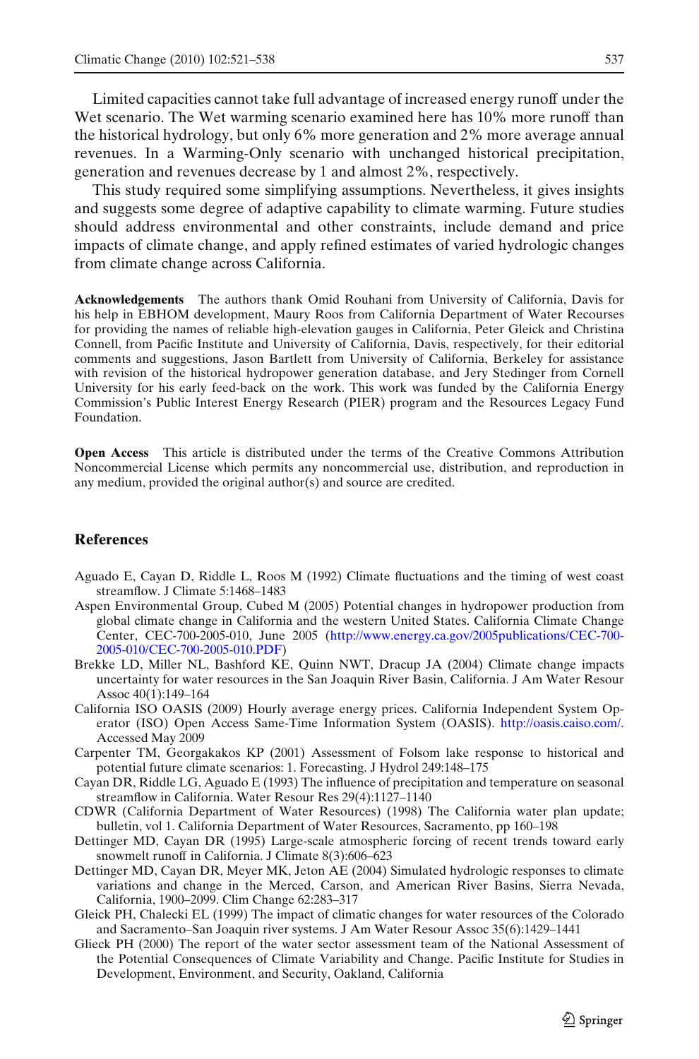Limited capacities cannot take full advantage of increased energy runoff under the Wet scenario. The Wet warming scenario examined here has 10% more runoff than the historical hydrology, but only 6% more generation and 2% more average annual revenues. In a Warming-Only scenario with unchanged historical precipitation, generation and revenues decrease by 1 and almost 2%, respectively.

This study required some simplifying assumptions. Nevertheless, it gives insights and suggests some degree of adaptive capability to climate warming. Future studies should address environmental and other constraints, include demand and price impacts of climate change, and apply refined estimates of varied hydrologic changes from climate change across California.

**Acknowledgements** The authors thank Omid Rouhani from University of California, Davis for his help in EBHOM development, Maury Roos from California Department of Water Recourses for providing the names of reliable high-elevation gauges in California, Peter Gleick and Christina Connell, from Pacific Institute and University of California, Davis, respectively, for their editorial comments and suggestions, Jason Bartlett from University of California, Berkeley for assistance with revision of the historical hydropower generation database, and Jery Stedinger from Cornell University for his early feed-back on the work. This work was funded by the California Energy Commission's Public Interest Energy Research (PIER) program and the Resources Legacy Fund Foundation.

**Open Access** This article is distributed under the terms of the Creative Commons Attribution Noncommercial License which permits any noncommercial use, distribution, and reproduction in any medium, provided the original author(s) and source are credited.

## References

Aguado E, Cayan D, Riddle L, Roos M (1992) Climate fluctuations and the timing of west coast streamflow. J Climate 5:1468–1483

Aspen Environmental Group, Cubed M (2005) Potential changes in hydropower production from global climate change in California and the western United States. California Climate Change Center, CEC-700-2005-010, June 2005 (http://www.energy.ca.gov/2005publications/CEC-700-2005-010/CEC-700-2005-010.PDF)

Brekke LD, Miller NL, Bashford KE, Quinn NWT, Dracup JA (2004) Climate change impacts uncertainty for water resources in the San Joaquin River Basin, California. J Am Water Resour Assoc 40(1):149–164

California ISO OASIS (2009) Hourly average energy prices. California Independent System Operator (ISO) Open Access Same-Time Information System (OASIS). http://oasis.caiso.com/. Accessed May 2009

Carpenter TM, Georgakakos KP (2001) Assessment of Folsom lake response to historical and potential future climate scenarios: 1. Forecasting. J Hydrol 249:148–175

Cayan DR, Riddle LG, Aguado E (1993) The influence of precipitation and temperature on seasonal streamflow in California. Water Resour Res 29(4):1127–1140

CDWR (California Department of Water Resources) (1998) The California water plan update; bulletin, vol 1. California Department of Water Resources, Sacramento, pp 160–198

Dettinger MD, Cayan DR (1995) Large-scale atmospheric forcing of recent trends toward early snowmelt runoff in California. J Climate 8(3):606–623

Dettinger MD, Cayan DR, Meyer MK, Jeton AE (2004) Simulated hydrologic responses to climate variations and change in the Merced, Carson, and American River Basins, Sierra Nevada, California, 1900–2099. Clim Change 62:283–317

Gleick PH, Chalecki EL (1999) The impact of climatic changes for water resources of the Colorado and Sacramento–San Joaquin river systems. J Am Water Resour Assoc 35(6):1429–1441

Glieck PH (2000) The report of the water sector assessment team of the National Assessment of the Potential Consequences of Climate Variability and Change. Pacific Institute for Studies in Development, Environment, and Security, Oakland, California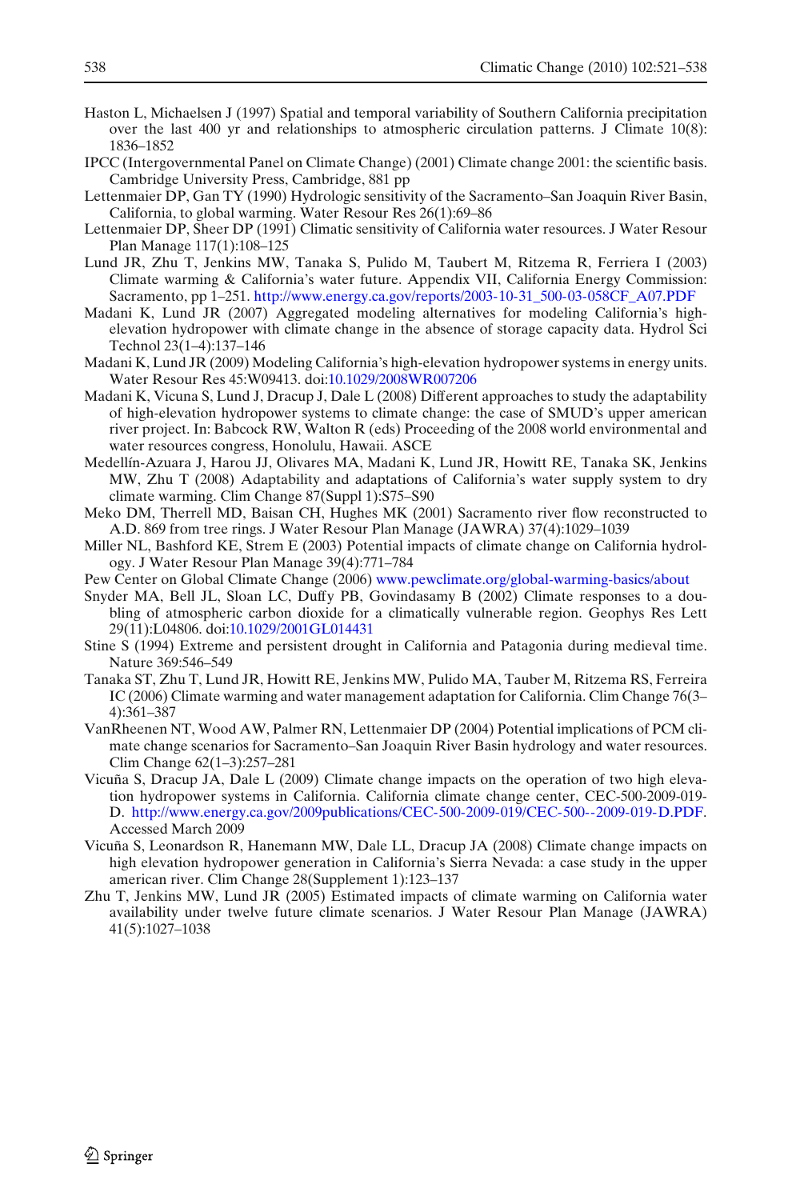Haston L, Michaelsen J (1997) Spatial and temporal variability of Southern California precipitation over the last 400 yr and relationships to atmospheric circulation patterns. J Climate 10(8): 1836–1852

IPCC (Intergovernmental Panel on Climate Change) (2001) Climate change 2001: the scientific basis. Cambridge University Press, Cambridge, 881 pp

Lettenmaier DP, Gan TY (1990) Hydrologic sensitivity of the Sacramento–San Joaquin River Basin, California, to global warming. Water Resour Res 26(1):69–86

Lettenmaier DP, Sheer DP (1991) Climatic sensitivity of California water resources. J Water Resour Plan Manage 117(1):108–125

Lund JR, Zhu T, Jenkins MW, Tanaka S, Pulido M, Taubert M, Ritzema R, Ferriera I (2003) Climate warming & California's water future. Appendix VII, California Energy Commission: Sacramento, pp 1–251. http://www.energy.ca.gov/reports/2003-10-31_500-03-058CF_A07.PDF

Madani K, Lund JR (2007) Aggregated modeling alternatives for modeling California's high-elevation hydropower with climate change in the absence of storage capacity data. Hydrol Sci Technol 23(1–4):137–146

Madani K, Lund JR (2009) Modeling California's high-elevation hydropower systems in energy units. Water Resour Res 45:W09413. doi:10.1029/2008WR007206

Madani K, Vicuna S, Lund J, Dracup J, Dale L (2008) Different approaches to study the adaptability of high-elevation hydropower systems to climate change: the case of SMUD's upper american river project. In: Babcock RW, Walton R (eds) Proceeding of the 2008 world environmental and water resources congress, Honolulu, Hawaii. ASCE

Medellín-Azuara J, Harou JJ, Olivares MA, Madani K, Lund JR, Howitt RE, Tanaka SK, Jenkins MW, Zhu T (2008) Adaptability and adaptations of California's water supply system to dry climate warming. Clim Change 87(Suppl 1):S75–S90

Meko DM, Therrell MD, Baisan CH, Hughes MK (2001) Sacramento river flow reconstructed to A.D. 869 from tree rings. J Water Resour Plan Manage (JAWRA) 37(4):1029–1039

Miller NL, Bashford KE, Strem E (2003) Potential impacts of climate change on California hydrology. J Water Resour Plan Manage 39(4):771–784

Pew Center on Global Climate Change (2006) www.pewclimate.org/global-warming-basics/about

Snyder MA, Bell JL, Sloan LC, Duffy PB, Govindasamy B (2002) Climate responses to a doubling of atmospheric carbon dioxide for a climatically vulnerable region. Geophys Res Lett 29(11):L04806. doi:10.1029/2001GL014431

Stine S (1994) Extreme and persistent drought in California and Patagonia during medieval time. Nature 369:546–549

Tanaka ST, Zhu T, Lund JR, Howitt RE, Jenkins MW, Pulido MA, Tauber M, Ritzema RS, Ferreira IC (2006) Climate warming and water management adaptation for California. Clim Change 76(3–4):361–387

VanRheenen NT, Wood AW, Palmer RN, Lettenmaier DP (2004) Potential implications of PCM climate change scenarios for Sacramento–San Joaquin River Basin hydrology and water resources. Clim Change 62(1–3):257–281

Vicuña S, Dracup JA, Dale L (2009) Climate change impacts on the operation of two high elevation hydropower systems in California. California climate change center, CEC-500-2009-019-D. http://www.energy.ca.gov/2009publications/CEC-500-2009-019/CEC-500--2009-019-D.PDF. Accessed March 2009

Vicuña S, Leonardson R, Hanemann MW, Dale LL, Dracup JA (2008) Climate change impacts on high elevation hydropower generation in California's Sierra Nevada: a case study in the upper american river. Clim Change 28(Supplement 1):123–137

Zhu T, Jenkins MW, Lund JR (2005) Estimated impacts of climate warming on California water availability under twelve future climate scenarios. J Water Resour Plan Manage (JAWRA) 41(5):1027–1038